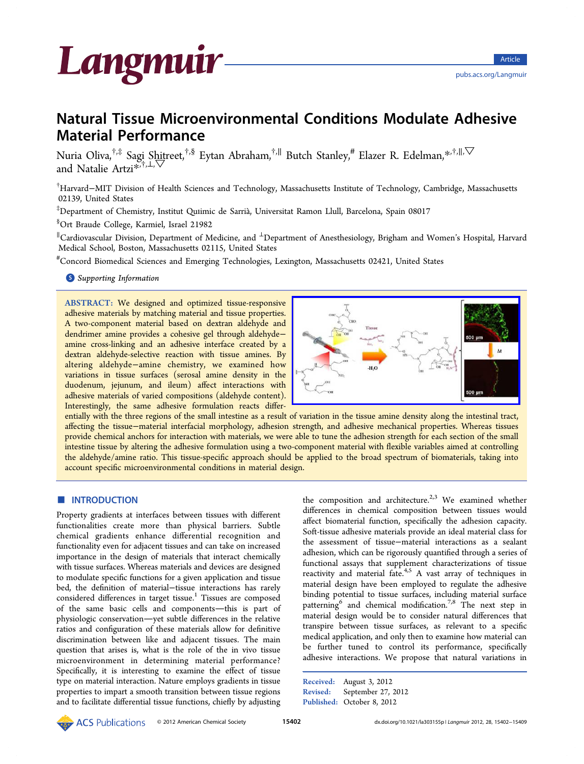# Natural Tissue Microenvironmental Conditions Modulate Adhesive Material Performance

Nuria Oliva,[†,‡] Sagi Shitreet,[†,§] Eytan Abraham,[†,∥] Butch Stanley,[#] Elazer R. Edelman,*[,†,∥,▽] and Natalie Artzi*[,†,⊥,▽]

[†]Harvard−MIT Division of Health Sciences and Technology, Massachusetts Institute of Technology, Cambridge, Massachusetts 02139, United States

[‡]Department of Chemistry, Institut Quimic de Sarrià, Universitat Ramon Llull, Barcelona, Spain 08017

[§]Ort Braude College, Karmiel, Israel 21982

[∥]Cardiovascular Division, Department of Medicine, and [⊥]Department of Anesthesiology, Brigham and Women's Hospital, Harvard Medical School, Boston, Massachusetts 02115, United States

[#]Concord Biomedical Sciences and Emerging Technologies, Lexington, Massachusetts 02421, United States

Supporting Information

**ABSTRACT:** We designed and optimized tissue-responsive adhesive materials by matching material and tissue properties. A two-component material based on dextran aldehyde and dendrimer amine provides a cohesive gel through aldehyde−amine cross-linking and an adhesive interface created by a dextran aldehyde-selective reaction with tissue amines. By altering aldehyde−amine chemistry, we examined how variations in tissue surfaces (serosal amine density in the duodenum, jejunum, and ileum) affect interactions with adhesive materials of varied compositions (aldehyde content). Interestingly, the same adhesive formulation reacts differentially with the three regions of the small intestine as a result of variation in the tissue amine density along the intestinal tract, affecting the tissue−material interfacial morphology, adhesion strength, and adhesive mechanical properties. Whereas tissues provide chemical anchors for interaction with materials, we were able to tune the adhesion strength for each section of the small intestine tissue by altering the adhesive formulation using a two-component material with flexible variables aimed at controlling the aldehyde/amine ratio. This tissue-specific approach should be applied to the broad spectrum of biomaterials, taking into account specific microenvironmental conditions in material design.

## INTRODUCTION

Property gradients at interfaces between tissues with different functionalities create more than physical barriers. Subtle chemical gradients enhance differential recognition and functionality even for adjacent tissues and can take on increased importance in the design of materials that interact chemically with tissue surfaces. Whereas materials and devices are designed to modulate specific functions for a given application and tissue bed, the definition of material−tissue interactions has rarely considered differences in target tissue.[1] Tissues are composed of the same basic cells and components—this is part of physiologic conservation—yet subtle differences in the relative ratios and configuration of these materials allow for definitive discrimination between like and adjacent tissues. The main question that arises is, what is the role of the in vivo tissue microenvironment in determining material performance? Specifically, it is interesting to examine the effect of tissue type on material interaction. Nature employs gradients in tissue properties to impart a smooth transition between tissue regions and to facilitate differential tissue functions, chiefly by adjusting the composition and architecture.[2,3] We examined whether differences in chemical composition between tissues would affect biomaterial function, specifically the adhesion capacity. Soft-tissue adhesive materials provide an ideal material class for the assessment of tissue−material interactions as a sealant adhesion, which can be rigorously quantified through a series of functional assays that supplement characterizations of tissue reactivity and material fate.[4,5] A vast array of techniques in material design have been employed to regulate the adhesive binding potential to tissue surfaces, including material surface patterning[6] and chemical modification.[7,8] The next step in material design would be to consider natural differences that transpire between tissue surfaces, as relevant to a specific medical application, and only then to examine how material can be further tuned to control its performance, specifically adhesive interactions. We propose that natural variations in

Received: August 3, 2012
Revised: September 27, 2012
Published: October 8, 2012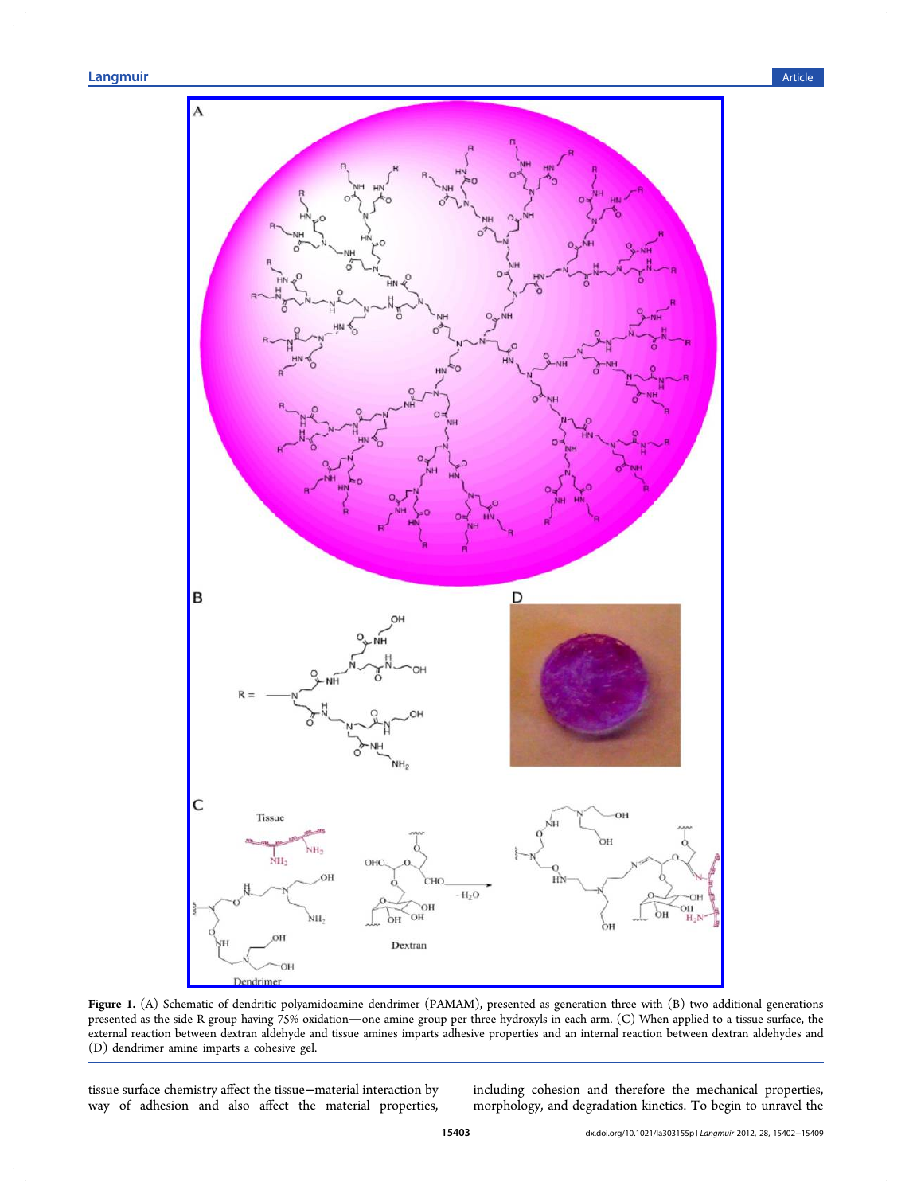Figure 1. (A) Schematic of dendritic polyamidoamine dendrimer (PAMAM), presented as generation three with (B) two additional generations presented as the side R group having 75% oxidation—one amine group per three hydroxyls in each arm. (C) When applied to a tissue surface, the external reaction between dextran aldehyde and tissue amines imparts adhesive properties and an internal reaction between dextran aldehydes and (D) dendrimer amine imparts a cohesive gel.

tissue surface chemistry affect the tissue−material interaction by way of adhesion and also affect the material properties, including cohesion and therefore the mechanical properties, morphology, and degradation kinetics. To begin to unravel the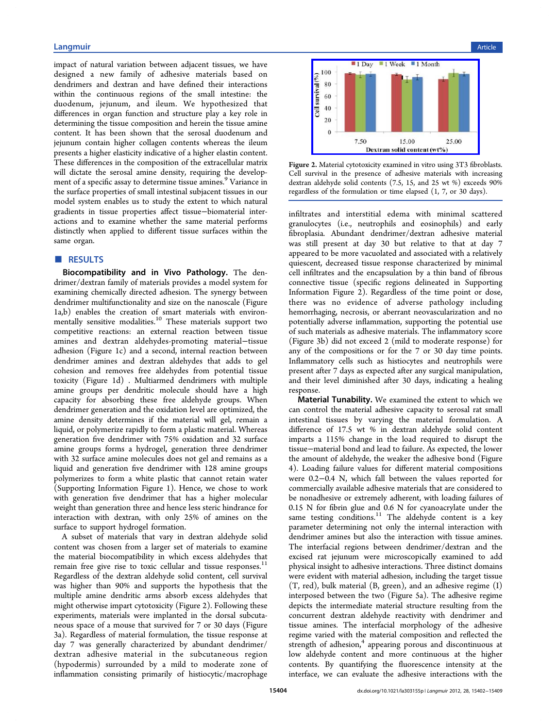impact of natural variation between adjacent tissues, we have designed a new family of adhesive materials based on dendrimers and dextran and have defined their interactions within the continuous regions of the small intestine: the duodenum, jejunum, and ileum. We hypothesized that differences in organ function and structure play a key role in determining the tissue composition and herein the tissue amine content. It has been shown that the serosal duodenum and jejunum contain higher collagen contents whereas the ileum presents a higher elasticity indicative of a higher elastin content. These differences in the composition of the extracellular matrix will dictate the serosal amine density, requiring the development of a specific assay to determine tissue amines.[9] Variance in the surface properties of small intestinal subjacent tissues in our model system enables us to study the extent to which natural gradients in tissue properties affect tissue−biomaterial interactions and to examine whether the same material performs distinctly when applied to different tissue surfaces within the same organ.

## RESULTS

**Biocompatibility and in Vivo Pathology.** The dendrimer/dextran family of materials provides a model system for examining chemically directed adhesion. The synergy between dendrimer multifunctionality and size on the nanoscale (Figure 1a,b) enables the creation of smart materials with environmentally sensitive modalities.[10] These materials support two competitive reactions: an external reaction between tissue amines and dextran aldehydes-promoting material−tissue adhesion (Figure 1c) and a second, internal reaction between dendrimer amines and dextran aldehydes that adds to gel cohesion and removes free aldehydes from potential tissue toxicity (Figure 1d). Multiarmed dendrimers with multiple amine groups per dendritic molecule should have a high capacity for absorbing these free aldehyde groups. When dendrimer generation and the oxidation level are optimized, the amine density determines if the material will gel, remain a liquid, or polymerize rapidly to form a plastic material. Whereas generation five dendrimer with 75% oxidation and 32 surface amine groups forms a hydrogel, generation three dendrimer with 32 surface amine molecules does not gel and remains as a liquid and generation five dendrimer with 128 amine groups polymerizes to form a white plastic that cannot retain water (Supporting Information Figure 1). Hence, we chose to work with generation five dendrimer that has a higher molecular weight than generation three and hence less steric hindrance for interaction with dextran, with only 25% of amines on the surface to support hydrogel formation.

A subset of materials that vary in dextran aldehyde solid content was chosen from a larger set of materials to examine the material biocompatibility in which excess aldehydes that remain free give rise to toxic cellular and tissue responses.[11] Regardless of the dextran aldehyde solid content, cell survival was higher than 90% and supports the hypothesis that the multiple amine dendritic arms absorb excess aldehydes that might otherwise impart cytotoxicity (Figure 2). Following these experiments, materials were implanted in the dorsal subcutaneous space of a mouse that survived for 7 or 30 days (Figure 3a). Regardless of material formulation, the tissue response at day 7 was generally characterized by abundant dendrimer/dextran adhesive material in the subcutaneous region (hypodermis) surrounded by a mild to moderate zone of inflammation consisting primarily of histiocytic/macrophage infiltrates and interstitial edema with minimal scattered granulocytes (i.e., neutrophils and eosinophils) and early fibroplasia. Abundant dendrimer/dextran adhesive material was still present at day 30 but relative to that at day 7 appeared to be more vacuolated and associated with a relatively quiescent, decreased tissue response characterized by minimal cell infiltrates and the encapsulation by a thin band of fibrous connective tissue (specific regions delineated in Supporting Information Figure 2). Regardless of the time point or dose, there was no evidence of adverse pathology including hemorrhaging, necrosis, or aberrant neovascularization and no potentially adverse inflammation, supporting the potential use of such materials as adhesive materials. The inflammatory score (Figure 3b) did not exceed 2 (mild to moderate response) for any of the compositions or for the 7 or 30 day time points. Inflammatory cells such as histiocytes and neutrophils were present after 7 days as expected after any surgical manipulation, and their level diminished after 30 days, indicating a healing response.

Figure 2. Material cytotoxicity examined in vitro using 3T3 fibroblasts. Cell survival in the presence of adhesive materials with increasing dextran aldehyde solid contents (7.5, 15, and 25 wt %) exceeds 90% regardless of the formulation or time elapsed (1, 7, or 30 days).

**Material Tunability.** We examined the extent to which we can control the material adhesive capacity to serosal rat small intestinal tissues by varying the material formulation. A difference of 17.5 wt % in dextran aldehyde solid content imparts a 115% change in the load required to disrupt the tissue−material bond and lead to failure. As expected, the lower the amount of aldehyde, the weaker the adhesive bond (Figure 4). Loading failure values for different material compositions were 0.2−0.4 N, which fall between the values reported for commercially available adhesive materials that are considered to be nonadhesive or extremely adherent, with loading failures of 0.15 N for fibrin glue and 0.6 N for cyanoacrylate under the same testing conditions.[11] The aldehyde content is a key parameter determining not only the internal interaction with dendrimer amines but also the interaction with tissue amines. The interfacial regions between dendrimer/dextran and the excised rat jejunum were microscopically examined to add physical insight to adhesive interactions. Three distinct domains were evident with material adhesion, including the target tissue (T, red), bulk material (B, green), and an adhesive regime (I) interposed between the two (Figure 5a). The adhesive regime depicts the intermediate material structure resulting from the concurrent dextran aldehyde reactivity with dendrimer and tissue amines. The interfacial morphology of the adhesive regime varied with the material composition and reflected the strength of adhesion,[4] appearing porous and discontinuous at low aldehyde content and more continuous at the higher contents. By quantifying the fluorescence intensity at the interface, we can evaluate the adhesive interactions with the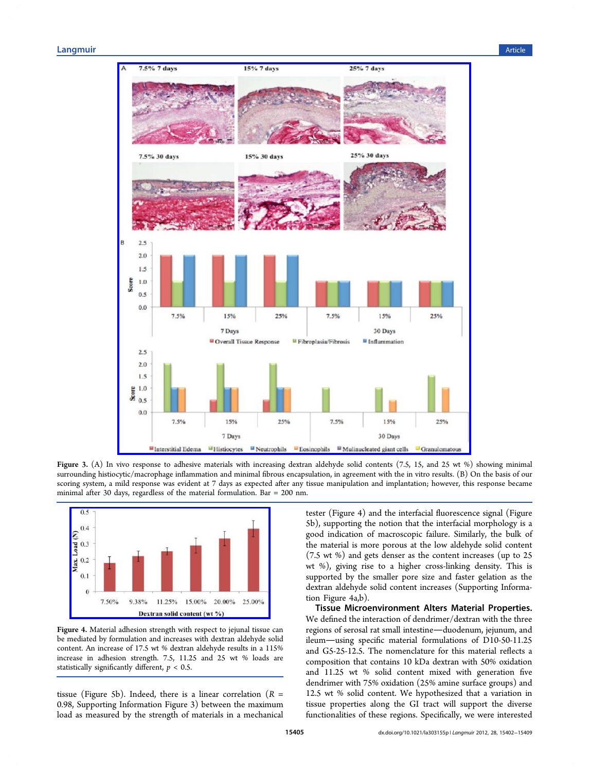**Figure 3.** (A) In vivo response to adhesive materials with increasing dextran aldehyde solid contents (7.5, 15, and 25 wt %) showing minimal surrounding histiocytic/macrophage inflammation and minimal fibrous encapsulation, in agreement with the in vitro results. (B) On the basis of our scoring system, a mild response was evident at 7 days as expected after any tissue manipulation and implantation; however, this response became minimal after 30 days, regardless of the material formulation. Bar = 200 nm.

**Figure 4.** Material adhesion strength with respect to jejunal tissue can be mediated by formulation and increases with dextran aldehyde solid content. An increase of 17.5 wt % dextran aldehyde results in a 115% increase in adhesion strength. 7.5, 11.25 and 25 wt % loads are statistically significantly different, $p < 0.5$.

tissue (Figure 5b). Indeed, there is a linear correlation ($R$ = 0.98, Supporting Information Figure 3) between the maximum load as measured by the strength of materials in a mechanical tester (Figure 4) and the interfacial fluorescence signal (Figure 5b), supporting the notion that the interfacial morphology is a good indication of macroscopic failure. Similarly, the bulk of the material is more porous at the low aldehyde solid content (7.5 wt %) and gets denser as the content increases (up to 25 wt %), giving rise to a higher cross-linking density. This is supported by the smaller pore size and faster gelation as the dextran aldehyde solid content increases (Supporting Information Figure 4a,b).

**Tissue Microenvironment Alters Material Properties.** We defined the interaction of dendrimer/dextran with the three regions of serosal rat small intestine—duodenum, jejunum, and ileum—using specific material formulations of D10-50-11.25 and G5-25-12.5. The nomenclature for this material reflects a composition that contains 10 kDa dextran with 50% oxidation and 11.25 wt % solid content mixed with generation five dendrimer with 75% oxidation (25% amine surface groups) and 12.5 wt % solid content. We hypothesized that a variation in tissue properties along the GI tract will support the diverse functionalities of these regions. Specifically, we were interested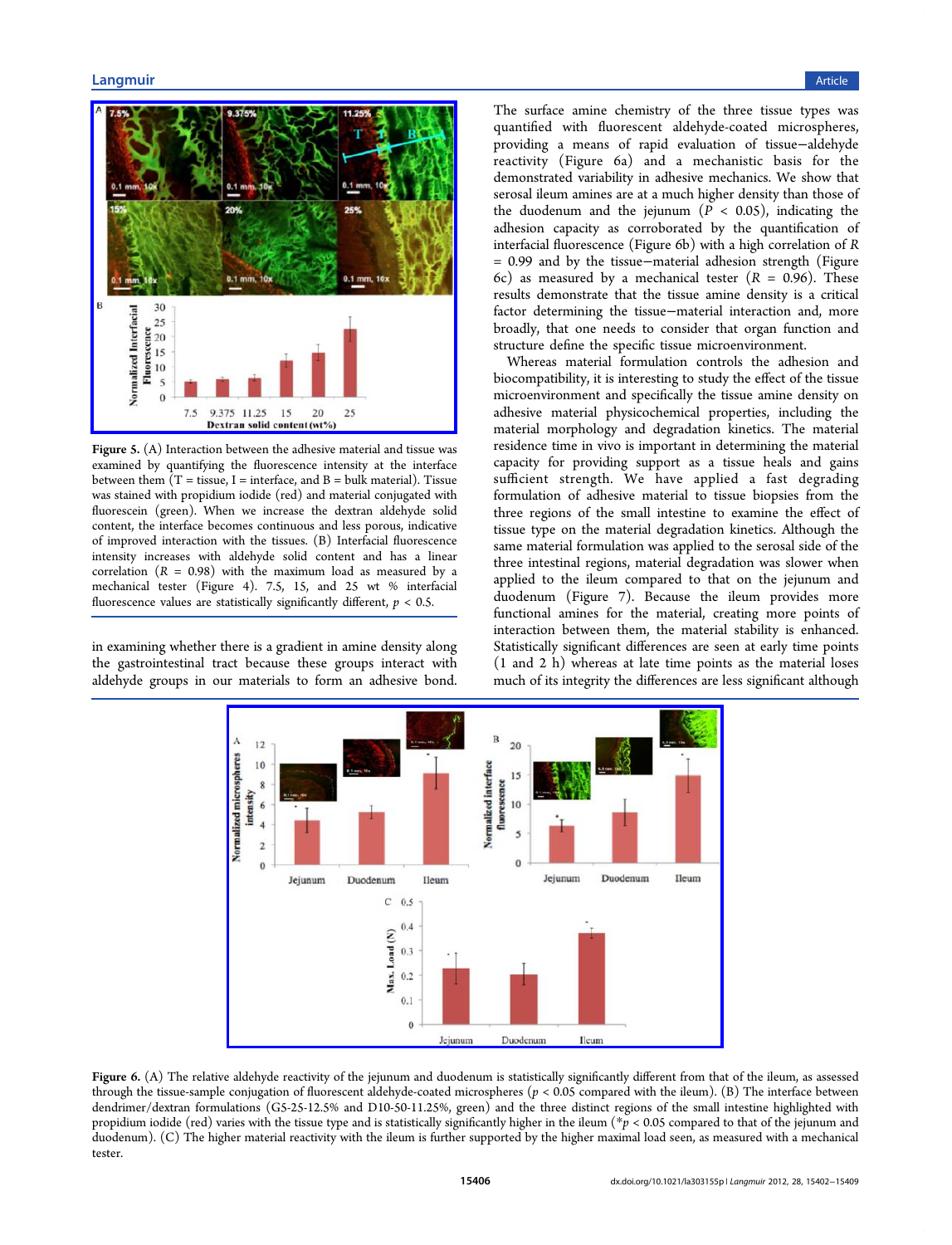**Figure 5.** (A) Interaction between the adhesive material and tissue was examined by quantifying the fluorescence intensity at the interface between them (T = tissue, I = interface, and B = bulk material). Tissue was stained with propidium iodide (red) and material conjugated with fluorescein (green). When we increase the dextran aldehyde solid content, the interface becomes continuous and less porous, indicative of improved interaction with the tissues. (B) Interfacial fluorescence intensity increases with aldehyde solid content and has a linear correlation ($R = 0.98$) with the maximum load as measured by a mechanical tester (Figure 4). 7.5, 15, and 25 wt % interfacial fluorescence values are statistically significantly different, $p < 0.5$.

in examining whether there is a gradient in amine density along the gastrointestinal tract because these groups interact with aldehyde groups in our materials to form an adhesive bond.

The surface amine chemistry of the three tissue types was quantified with fluorescent aldehyde-coated microspheres, providing a means of rapid evaluation of tissue–aldehyde reactivity (Figure 6a) and a mechanistic basis for the demonstrated variability in adhesive mechanics. We show that serosal ileum amines are at a much higher density than those of the duodenum and the jejunum ($P < 0.05$), indicating the adhesion capacity as corroborated by the quantification of interfacial fluorescence (Figure 6b) with a high correlation of $R = 0.99$ and by the tissue–material adhesion strength (Figure 6c) as measured by a mechanical tester ($R = 0.96$). These results demonstrate that the tissue amine density is a critical factor determining the tissue–material interaction and, more broadly, that one needs to consider that organ function and structure define the specific tissue microenvironment.

Whereas material formulation controls the adhesion and biocompatibility, it is interesting to study the effect of the tissue microenvironment and specifically the tissue amine density on adhesive material physicochemical properties, including the material morphology and degradation kinetics. The material residence time in vivo is important in determining the material capacity for providing support as a tissue heals and gains sufficient strength. We have applied a fast degrading formulation of adhesive material to tissue biopsies from the three regions of the small intestine to examine the effect of tissue type on the material degradation kinetics. Although the same material formulation was applied to the serosal side of the three intestinal regions, material degradation was slower when applied to the ileum compared to that on the jejunum and duodenum (Figure 7). Because the ileum provides more functional amines for the material, creating more points of interaction between them, the material stability is enhanced. Statistically significant differences are seen at early time points (1 and 2 h) whereas at late time points as the material loses much of its integrity the differences are less significant although

**Figure 6.** (A) The relative aldehyde reactivity of the jejunum and duodenum is statistically significantly different from that of the ileum, as assessed through the tissue-sample conjugation of fluorescent aldehyde-coated microspheres ($p < 0.05$ compared with the ileum). (B) The interface between dendrimer/dextran formulations (G5-25-12.5% and D10-50-11.25%, green) and the three distinct regions of the small intestine highlighted with propidium iodide (red) varies with the tissue type and is statistically significantly higher in the ileum (*$p < 0.05$ compared to that of the jejunum and duodenum). (C) The higher material reactivity with the ileum is further supported by the higher maximal load seen, as measured with a mechanical tester.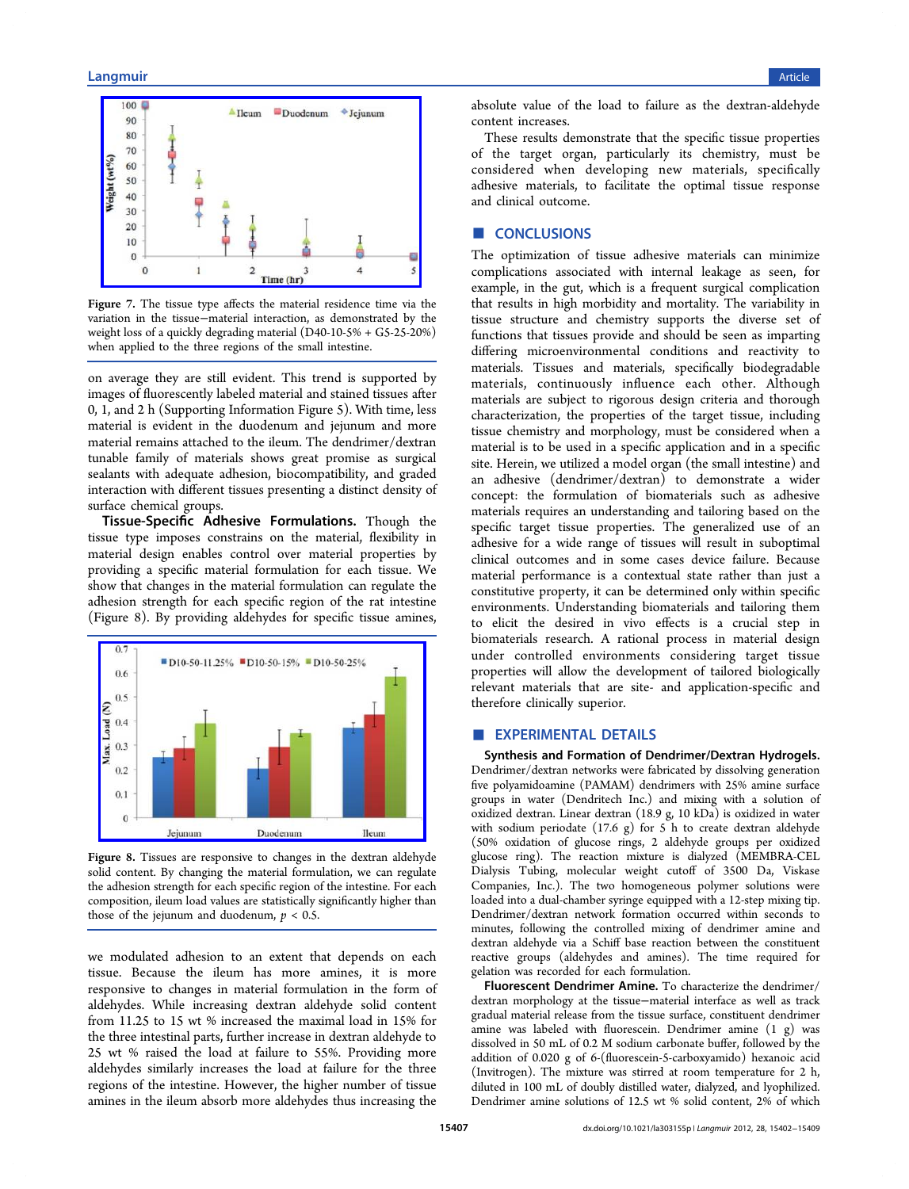100
90
80
70
60
50
40
30
20
10
0
Weight (wt%)
0 1 2 3 4 5
Time (hr)
Ileum Duodenum Jejunum

Figure 7. The tissue type affects the material residence time via the variation in the tissue−material interaction, as demonstrated by the weight loss of a quickly degrading material (D40-10-5% + G5-25-20%) when applied to the three regions of the small intestine.

on average they are still evident. This trend is supported by images of fluorescently labeled material and stained tissues after 0, 1, and 2 h (Supporting Information Figure 5). With time, less material is evident in the duodenum and jejunum and more material remains attached to the ileum. The dendrimer/dextran tunable family of materials shows great promise as surgical sealants with adequate adhesion, biocompatibility, and graded interaction with different tissues presenting a distinct density of surface chemical groups.

**Tissue-Specific Adhesive Formulations.** Though the tissue type imposes constrains on the material, flexibility in material design enables control over material properties by providing a specific material formulation for each tissue. We show that changes in the material formulation can regulate the adhesion strength for each specific region of the rat intestine (Figure 8). By providing aldehydes for specific tissue amines,

0.7
0.6
0.5
0.4
0.3
0.2
0.1
0
Max. Load (N)
D10-50-11.25% D10-50-15% D10-50-25%
Jejunum Duodenum Ileum

Figure 8. Tissues are responsive to changes in the dextran aldehyde solid content. By changing the material formulation, we can regulate the adhesion strength for each specific region of the intestine. For each composition, ileum load values are statistically significantly higher than those of the jejunum and duodenum, $p < 0.5$.

we modulated adhesion to an extent that depends on each tissue. Because the ileum has more amines, it is more responsive to changes in material formulation in the form of aldehydes. While increasing dextran aldehyde solid content from 11.25 to 15 wt % increased the maximal load in 15% for the three intestinal parts, further increase in dextran aldehyde to 25 wt % raised the load at failure to 55%. Providing more aldehydes similarly increases the load at failure for the three regions of the intestine. However, the higher number of tissue amines in the ileum absorb more aldehydes thus increasing the absolute value of the load to failure as the dextran-aldehyde content increases.

These results demonstrate that the specific tissue properties of the target organ, particularly its chemistry, must be considered when developing new materials, specifically adhesive materials, to facilitate the optimal tissue response and clinical outcome.

## CONCLUSIONS

The optimization of tissue adhesive materials can minimize complications associated with internal leakage as seen, for example, in the gut, which is a frequent surgical complication that results in high morbidity and mortality. The variability in tissue structure and chemistry supports the diverse set of functions that tissues provide and should be seen as imparting differing microenvironmental conditions and reactivity to materials. Tissues and materials, specifically biodegradable materials, continuously influence each other. Although materials are subject to rigorous design criteria and thorough characterization, the properties of the target tissue, including tissue chemistry and morphology, must be considered when a material is to be used in a specific application and in a specific site. Herein, we utilized a model organ (the small intestine) and an adhesive (dendrimer/dextran) to demonstrate a wider concept: the formulation of biomaterials such as adhesive materials requires an understanding and tailoring based on the specific target tissue properties. The generalized use of an adhesive for a wide range of tissues will result in suboptimal clinical outcomes and in some cases device failure. Because material performance is a contextual state rather than just a constitutive property, it can be determined only within specific environments. Understanding biomaterials and tailoring them to elicit the desired in vivo effects is a crucial step in biomaterials research. A rational process in material design under controlled environments considering target tissue properties will allow the development of tailored biologically relevant materials that are site- and application-specific and therefore clinically superior.

## EXPERIMENTAL DETAILS

**Synthesis and Formation of Dendrimer/Dextran Hydrogels.** Dendrimer/dextran networks were fabricated by dissolving generation five polyamidoamine (PAMAM) dendrimers with 25% amine surface groups in water (Dendritech Inc.) and mixing with a solution of oxidized dextran. Linear dextran (18.9 g, 10 kDa) is oxidized in water with sodium periodate (17.6 g) for 5 h to create dextran aldehyde (50% oxidation of glucose rings, 2 aldehyde groups per oxidized glucose ring). The reaction mixture is dialyzed (MEMBRA-CEL Dialysis Tubing, molecular weight cutoff of 3500 Da, Viskase Companies, Inc.). The two homogeneous polymer solutions were loaded into a dual-chamber syringe equipped with a 12-step mixing tip. Dendrimer/dextran network formation occurred within seconds to minutes, following the controlled mixing of dendrimer amine and dextran aldehyde via a Schiff base reaction between the constituent reactive groups (aldehydes and amines). The time required for gelation was recorded for each formulation.

**Fluorescent Dendrimer Amine.** To characterize the dendrimer/dextran morphology at the tissue−material interface as well as track gradual material release from the tissue surface, constituent dendrimer amine was labeled with fluorescein. Dendrimer amine (1 g) was dissolved in 50 mL of 0.2 M sodium carbonate buffer, followed by the addition of 0.020 g of 6-(fluorescein-5-carboxyamido) hexanoic acid (Invitrogen). The mixture was stirred at room temperature for 2 h, diluted in 100 mL of doubly distilled water, dialyzed, and lyophilized. Dendrimer amine solutions of 12.5 wt % solid content, 2% of which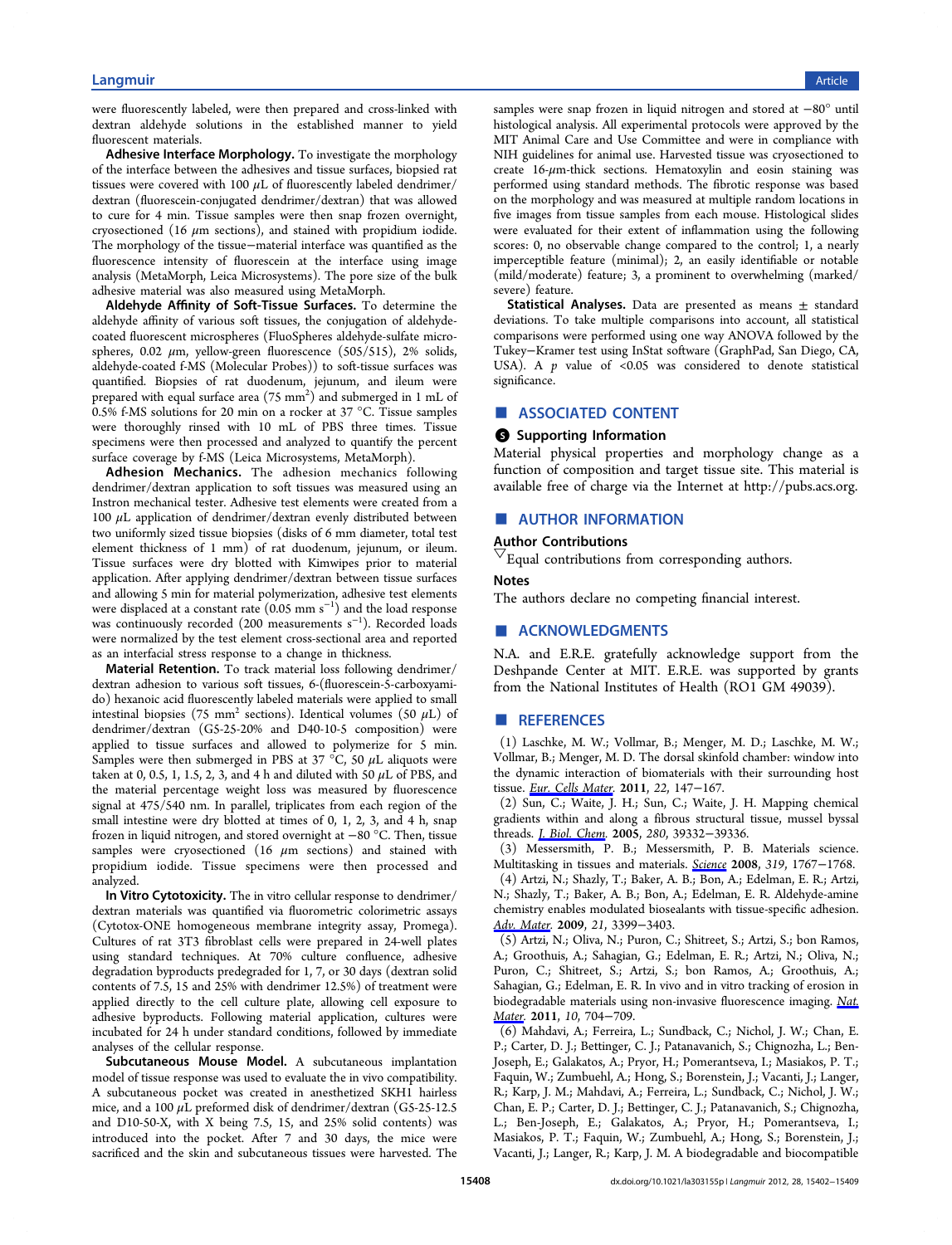were fluorescently labeled, were then prepared and cross-linked with dextran aldehyde solutions in the established manner to yield fluorescent materials.

**Adhesive Interface Morphology.** To investigate the morphology of the interface between the adhesives and tissue surfaces, biopsied rat tissues were covered with 100 $\mu$L of fluorescently labeled dendrimer/dextran (fluorescein-conjugated dendrimer/dextran) that was allowed to cure for 4 min. Tissue samples were then snap frozen overnight, cryosectioned (16 $\mu$m sections), and stained with propidium iodide. The morphology of the tissue−material interface was quantified as the fluorescence intensity of fluorescein at the interface using image analysis (MetaMorph, Leica Microsystems). The pore size of the bulk adhesive material was also measured using MetaMorph.

**Aldehyde Affinity of Soft-Tissue Surfaces.** To determine the aldehyde affinity of various soft tissues, the conjugation of aldehyde-coated fluorescent microspheres (FluoSpheres aldehyde-sulfate microspheres, 0.02 $\mu$m, yellow-green fluorescence (505/515), 2% solids, aldehyde-coated f-MS (Molecular Probes)) to soft-tissue surfaces was quantified. Biopsies of rat duodenum, jejunum, and ileum were prepared with equal surface area (75 mm$^2$) and submerged in 1 mL of 0.5% f-MS solutions for 20 min on a rocker at 37 °C. Tissue samples were thoroughly rinsed with 10 mL of PBS three times. Tissue specimens were then processed and analyzed to quantify the percent surface coverage by f-MS (Leica Microsystems, MetaMorph).

**Adhesion Mechanics.** The adhesion mechanics following dendrimer/dextran application to soft tissues was measured using an Instron mechanical tester. Adhesive test elements were created from a 100 $\mu$L application of dendrimer/dextran evenly distributed between two uniformly sized tissue biopsies (disks of 6 mm diameter, total test element thickness of 1 mm) of rat duodenum, jejunum, or ileum. Tissue surfaces were dry blotted with Kimwipes prior to material application. After applying dendrimer/dextran between tissue surfaces and allowing 5 min for material polymerization, adhesive test elements were displaced at a constant rate (0.05 mm s$^{-1}$) and the load response was continuously recorded (200 measurements s$^{-1}$). Recorded loads were normalized by the test element cross-sectional area and reported as an interfacial stress response to a change in thickness.

**Material Retention.** To track material loss following dendrimer/dextran adhesion to various soft tissues, 6-(fluorescein-5-carboxyamido) hexanoic acid fluorescently labeled materials were applied to small intestinal biopsies (75 mm$^2$ sections). Identical volumes (50 $\mu$L) of dendrimer/dextran (G5-25-20% and D40-10-5 composition) were applied to tissue surfaces and allowed to polymerize for 5 min. Samples were then submerged in PBS at 37 °C, 50 $\mu$L aliquots were taken at 0, 0.5, 1, 1.5, 2, 3, and 4 h and diluted with 50 $\mu$L of PBS, and the material percentage weight loss was measured by fluorescence signal at 475/540 nm. In parallel, triplicates from each region of the small intestine were dry blotted at times of 0, 1, 2, 3, and 4 h, snap frozen in liquid nitrogen, and stored overnight at −80 °C. Then, tissue samples were cryosectioned (16 $\mu$m sections) and stained with propidium iodide. Tissue specimens were then processed and analyzed.

**In Vitro Cytotoxicity.** The in vitro cellular response to dendrimer/dextran materials was quantified via fluorometric colorimetric assays (Cytotox-ONE homogeneous membrane integrity assay, Promega). Cultures of rat 3T3 fibroblast cells were prepared in 24-well plates using standard techniques. At 70% culture confluence, adhesive degradation byproducts predegraded for 1, 7, or 30 days (dextran solid contents of 7.5, 15 and 25% with dendrimer 12.5%) of treatment were applied directly to the cell culture plate, allowing cell exposure to adhesive byproducts. Following material application, cultures were incubated for 24 h under standard conditions, followed by immediate analyses of the cellular response.

**Subcutaneous Mouse Model.** A subcutaneous implantation model of tissue response was used to evaluate the in vivo compatibility. A subcutaneous pocket was created in anesthetized SKH1 hairless mice, and a 100 $\mu$L preformed disk of dendrimer/dextran (G5-25-12.5 and D10-50-X, with X being 7.5, 15, and 25% solid contents) was introduced into the pocket. After 7 and 30 days, the mice were sacrificed and the skin and subcutaneous tissues were harvested. The samples were snap frozen in liquid nitrogen and stored at −80° until histological analysis. All experimental protocols were approved by the MIT Animal Care and Use Committee and were in compliance with NIH guidelines for animal use. Harvested tissue was cryosectioned to create 16-$\mu$m-thick sections. Hematoxylin and eosin staining was performed using standard methods. The fibrotic response was based on the morphology and was measured at multiple random locations in five images from tissue samples from each mouse. Histological slides were evaluated for their extent of inflammation using the following scores: 0, no observable change compared to the control; 1, a nearly imperceptible feature (minimal); 2, an easily identifiable or notable (mild/moderate) feature; 3, a prominent to overwhelming (marked/severe) feature.

**Statistical Analyses.** Data are presented as means ± standard deviations. To take multiple comparisons into account, all statistical comparisons were performed using one way ANOVA followed by the Tukey−Kramer test using InStat software (GraphPad, San Diego, CA, USA). A $p$ value of <0.05 was considered to denote statistical significance.

## ■ ASSOCIATED CONTENT

### Supporting Information

Material physical properties and morphology change as a function of composition and target tissue site. This material is available free of charge via the Internet at http://pubs.acs.org.

## ■ AUTHOR INFORMATION

### Author Contributions

▽Equal contributions from corresponding authors.

### Notes

The authors declare no competing financial interest.

## ■ ACKNOWLEDGMENTS

N.A. and E.R.E. gratefully acknowledge support from the Deshpande Center at MIT. E.R.E. was supported by grants from the National Institutes of Health (RO1 GM 49039).

## ■ REFERENCES

(1) Laschke, M. W.; Vollmar, B.; Menger, M. D.; Laschke, M. W.; Vollmar, B.; Menger, M. D. The dorsal skinfold chamber: window into the dynamic interaction of biomaterials with their surrounding host tissue. *Eur. Cells Mater.* **2011**, *22*, 147−167.

(2) Sun, C.; Waite, J. H.; Sun, C.; Waite, J. H. Mapping chemical gradients within and along a fibrous structural tissue, mussel byssal threads. *J. Biol. Chem.* **2005**, *280*, 39332−39336.

(3) Messersmith, P. B.; Messersmith, P. B. Materials science. Multitasking in tissues and materials. *Science* **2008**, *319*, 1767−1768.

(4) Artzi, N.; Shazly, T.; Baker, A. B.; Bon, A.; Edelman, E. R.; Artzi, N.; Shazly, T.; Baker, A. B.; Bon, A.; Edelman, E. R. Aldehyde-amine chemistry enables modulated biosealants with tissue-specific adhesion. *Adv. Mater.* **2009**, *21*, 3399−3403.

(5) Artzi, N.; Oliva, N.; Puron, C.; Shitreet, S.; Artzi, S.; bon Ramos, A.; Groothuis, A.; Sahagian, G.; Edelman, E. R.; Artzi, N.; Oliva, N.; Puron, C.; Shitreet, S.; Artzi, S.; bon Ramos, A.; Groothuis, A.; Sahagian, G.; Edelman, E. R. In vivo and in vitro tracking of erosion in biodegradable materials using non-invasive fluorescence imaging. *Nat. Mater.* **2011**, *10*, 704−709.

(6) Mahdavi, A.; Ferreira, L.; Sundback, C.; Nichol, J. W.; Chan, E. P.; Carter, D. J.; Bettinger, C. J.; Patanavanich, S.; Chignozha, L.; Ben-Joseph, E.; Galakatos, A.; Pryor, H.; Pomerantseva, I.; Masiakos, P. T.; Faquin, W.; Zumbuehl, A.; Hong, S.; Borenstein, J.; Vacanti, J.; Langer, R.; Karp, J. M.; Mahdavi, A.; Ferreira, L.; Sundback, C.; Nichol, J. W.; Chan, E. P.; Carter, D. J.; Bettinger, C. J.; Patanavanich, S.; Chignozha, L.; Ben-Joseph, E.; Galakatos, A.; Pryor, H.; Pomerantseva, I.; Masiakos, P. T.; Faquin, W.; Zumbuehl, A.; Hong, S.; Borenstein, J.; Vacanti, J.; Langer, R.; Karp, J. M. A biodegradable and biocompatible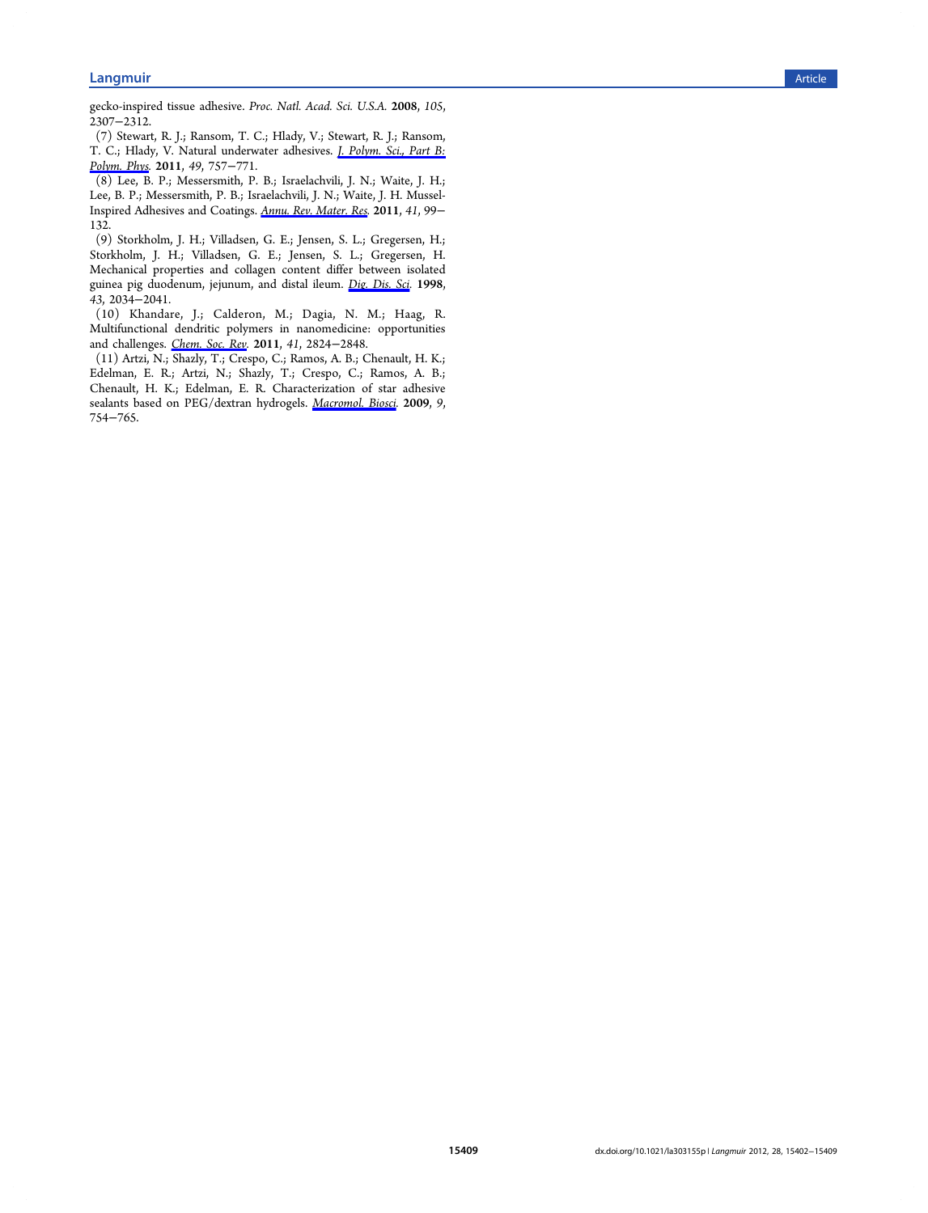gecko-inspired tissue adhesive. *Proc. Natl. Acad. Sci. U.S.A.* **2008**, *105*, 2307−2312.

(7) Stewart, R. J.; Ransom, T. C.; Hlady, V.; Stewart, R. J.; Ransom, T. C.; Hlady, V. Natural underwater adhesives. *J. Polym. Sci., Part B: Polym. Phys.* **2011**, *49*, 757−771.

(8) Lee, B. P.; Messersmith, P. B.; Israelachvili, J. N.; Waite, J. H.; Lee, B. P.; Messersmith, P. B.; Israelachvili, J. N.; Waite, J. H. Mussel-Inspired Adhesives and Coatings. *Annu. Rev. Mater. Res.* **2011**, *41*, 99−132.

(9) Storkholm, J. H.; Villadsen, G. E.; Jensen, S. L.; Gregersen, H.; Storkholm, J. H.; Villadsen, G. E.; Jensen, S. L.; Gregersen, H. Mechanical properties and collagen content differ between isolated guinea pig duodenum, jejunum, and distal ileum. *Dig. Dis. Sci.* **1998**, *43*, 2034−2041.

(10) Khandare, J.; Calderon, M.; Dagia, N. M.; Haag, R. Multifunctional dendritic polymers in nanomedicine: opportunities and challenges. *Chem. Soc. Rev.* **2011**, *41*, 2824−2848.

(11) Artzi, N.; Shazly, T.; Crespo, C.; Ramos, A. B.; Chenault, H. K.; Edelman, E. R.; Artzi, N.; Shazly, T.; Crespo, C.; Ramos, A. B.; Chenault, H. K.; Edelman, E. R. Characterization of star adhesive sealants based on PEG/dextran hydrogels. *Macromol. Biosci.* **2009**, *9*, 754−765.